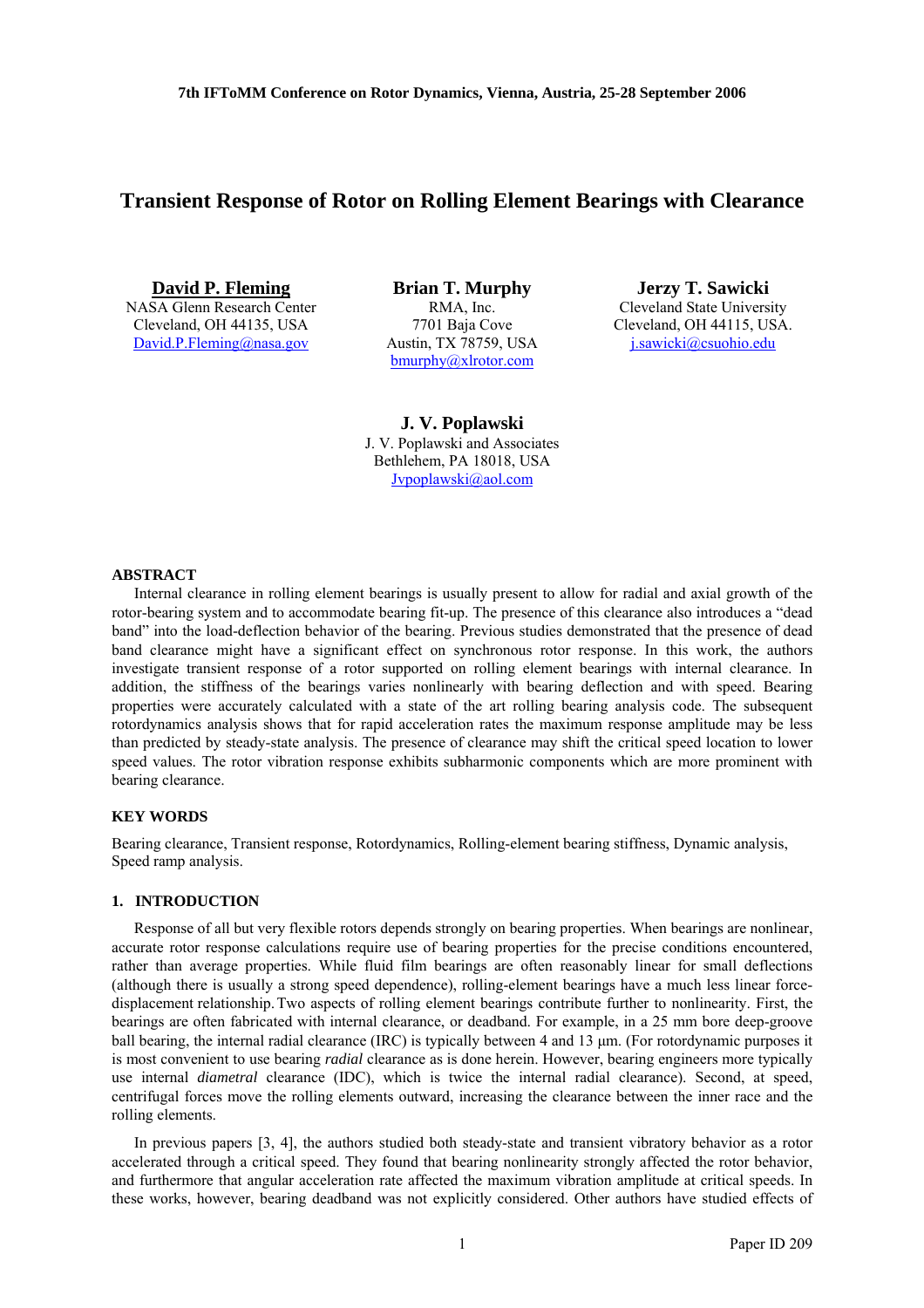# Transient Response of Rotor on Rolling Element Bearings with Clearance

**David P. Fleming**
NASA Glenn Research Center
Cleveland, OH 44135, USA
David.P.Fleming@nasa.gov

**Brian T. Murphy**
RMA, Inc.
7701 Baja Cove
Austin, TX 78759, USA
bmurphy@xlrotor.com

**Jerzy T. Sawicki**
Cleveland State University
Cleveland, OH 44115, USA.
j.sawicki@csuohio.edu

**J. V. Poplawski**
J. V. Poplawski and Associates
Bethlehem, PA 18018, USA
Jvpoplawski@aol.com

## ABSTRACT

Internal clearance in rolling element bearings is usually present to allow for radial and axial growth of the rotor-bearing system and to accommodate bearing fit-up. The presence of this clearance also introduces a "dead band" into the load-deflection behavior of the bearing. Previous studies demonstrated that the presence of dead band clearance might have a significant effect on synchronous rotor response. In this work, the authors investigate transient response of a rotor supported on rolling element bearings with internal clearance. In addition, the stiffness of the bearings varies nonlinearly with bearing deflection and with speed. Bearing properties were accurately calculated with a state of the art rolling bearing analysis code. The subsequent rotordynamics analysis shows that for rapid acceleration rates the maximum response amplitude may be less than predicted by steady-state analysis. The presence of clearance may shift the critical speed location to lower speed values. The rotor vibration response exhibits subharmonic components which are more prominent with bearing clearance.

## KEY WORDS

Bearing clearance, Transient response, Rotordynamics, Rolling-element bearing stiffness, Dynamic analysis, Speed ramp analysis.

## 1. INTRODUCTION

Response of all but very flexible rotors depends strongly on bearing properties. When bearings are nonlinear, accurate rotor response calculations require use of bearing properties for the precise conditions encountered, rather than average properties. While fluid film bearings are often reasonably linear for small deflections (although there is usually a strong speed dependence), rolling-element bearings have a much less linear force-displacement relationship. Two aspects of rolling element bearings contribute further to nonlinearity. First, the bearings are often fabricated with internal clearance, or deadband. For example, in a 25 mm bore deep-groove ball bearing, the internal radial clearance (IRC) is typically between 4 and 13 µm. (For rotordynamic purposes it is most convenient to use bearing *radial* clearance as is done herein. However, bearing engineers more typically use internal *diametral* clearance (IDC), which is twice the internal radial clearance). Second, at speed, centrifugal forces move the rolling elements outward, increasing the clearance between the inner race and the rolling elements.

In previous papers [3, 4], the authors studied both steady-state and transient vibratory behavior as a rotor accelerated through a critical speed. They found that bearing nonlinearity strongly affected the rotor behavior, and furthermore that angular acceleration rate affected the maximum vibration amplitude at critical speeds. In these works, however, bearing deadband was not explicitly considered. Other authors have studied effects of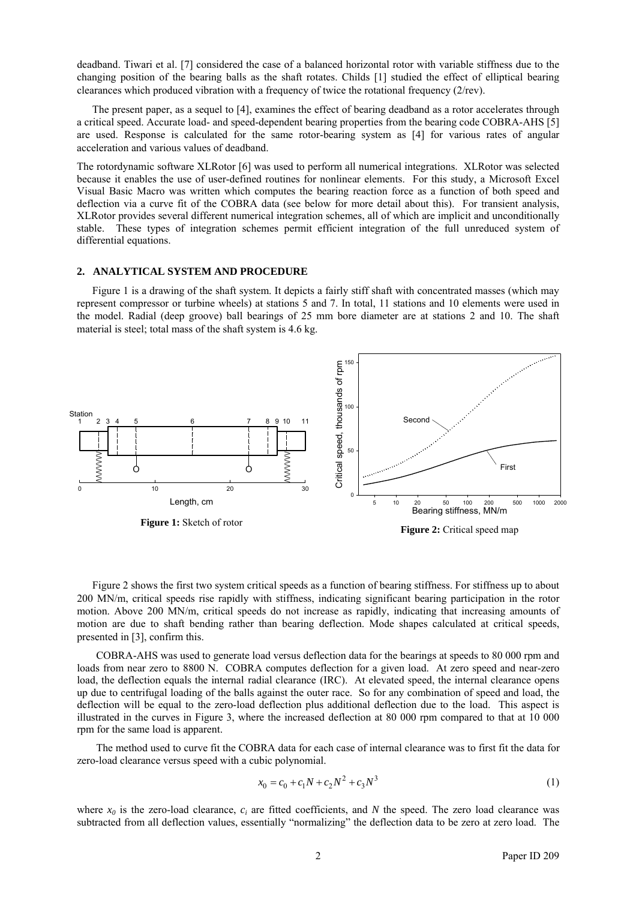deadband. Tiwari et al. [7] considered the case of a balanced horizontal rotor with variable stiffness due to the changing position of the bearing balls as the shaft rotates. Childs [1] studied the effect of elliptical bearing clearances which produced vibration with a frequency of twice the rotational frequency (2/rev).

The present paper, as a sequel to [4], examines the effect of bearing deadband as a rotor accelerates through a critical speed. Accurate load- and speed-dependent bearing properties from the bearing code COBRA-AHS [5] are used. Response is calculated for the same rotor-bearing system as [4] for various rates of angular acceleration and various values of deadband.

The rotordynamic software XLRotor [6] was used to perform all numerical integrations. XLRotor was selected because it enables the use of user-defined routines for nonlinear elements. For this study, a Microsoft Excel Visual Basic Macro was written which computes the bearing reaction force as a function of both speed and deflection via a curve fit of the COBRA data (see below for more detail about this). For transient analysis, XLRotor provides several different numerical integration schemes, all of which are implicit and unconditionally stable. These types of integration schemes permit efficient integration of the full unreduced system of differential equations.

## 2. ANALYTICAL SYSTEM AND PROCEDURE

Figure 1 is a drawing of the shaft system. It depicts a fairly stiff shaft with concentrated masses (which may represent compressor or turbine wheels) at stations 5 and 7. In total, 11 stations and 10 elements were used in the model. Radial (deep groove) ball bearings of 25 mm bore diameter are at stations 2 and 10. The shaft material is steel; total mass of the shaft system is 4.6 kg.

Station
1 2 3 4 5 6 7 8 9 10 11
0 10 20 30
Length, cm

**Figure 1:** Sketch of rotor

Critical speed, thousands of rpm
0 50 100 150
Second
First
5 10 20 50 100 200 500 1000 2000
Bearing stiffness, MN/m

**Figure 2:** Critical speed map

Figure 2 shows the first two system critical speeds as a function of bearing stiffness. For stiffness up to about 200 MN/m, critical speeds rise rapidly with stiffness, indicating significant bearing participation in the rotor motion. Above 200 MN/m, critical speeds do not increase as rapidly, indicating that increasing amounts of motion are due to shaft bending rather than bearing deflection. Mode shapes calculated at critical speeds, presented in [3], confirm this.

COBRA-AHS was used to generate load versus deflection data for the bearings at speeds to 80 000 rpm and loads from near zero to 8800 N. COBRA computes deflection for a given load. At zero speed and near-zero load, the deflection equals the internal radial clearance (IRC). At elevated speed, the internal clearance opens up due to centrifugal loading of the balls against the outer race. So for any combination of speed and load, the deflection will be equal to the zero-load deflection plus additional deflection due to the load. This aspect is illustrated in the curves in Figure 3, where the increased deflection at 80 000 rpm compared to that at 10 000 rpm for the same load is apparent.

The method used to curve fit the COBRA data for each case of internal clearance was to first fit the data for zero-load clearance versus speed with a cubic polynomial.

$$x_0 = c_0 + c_1 N + c_2 N^2 + c_3 N^3 \quad (1)$$

where $x_0$ is the zero-load clearance, $c_i$ are fitted coefficients, and $N$ the speed. The zero load clearance was subtracted from all deflection values, essentially "normalizing" the deflection data to be zero at zero load. The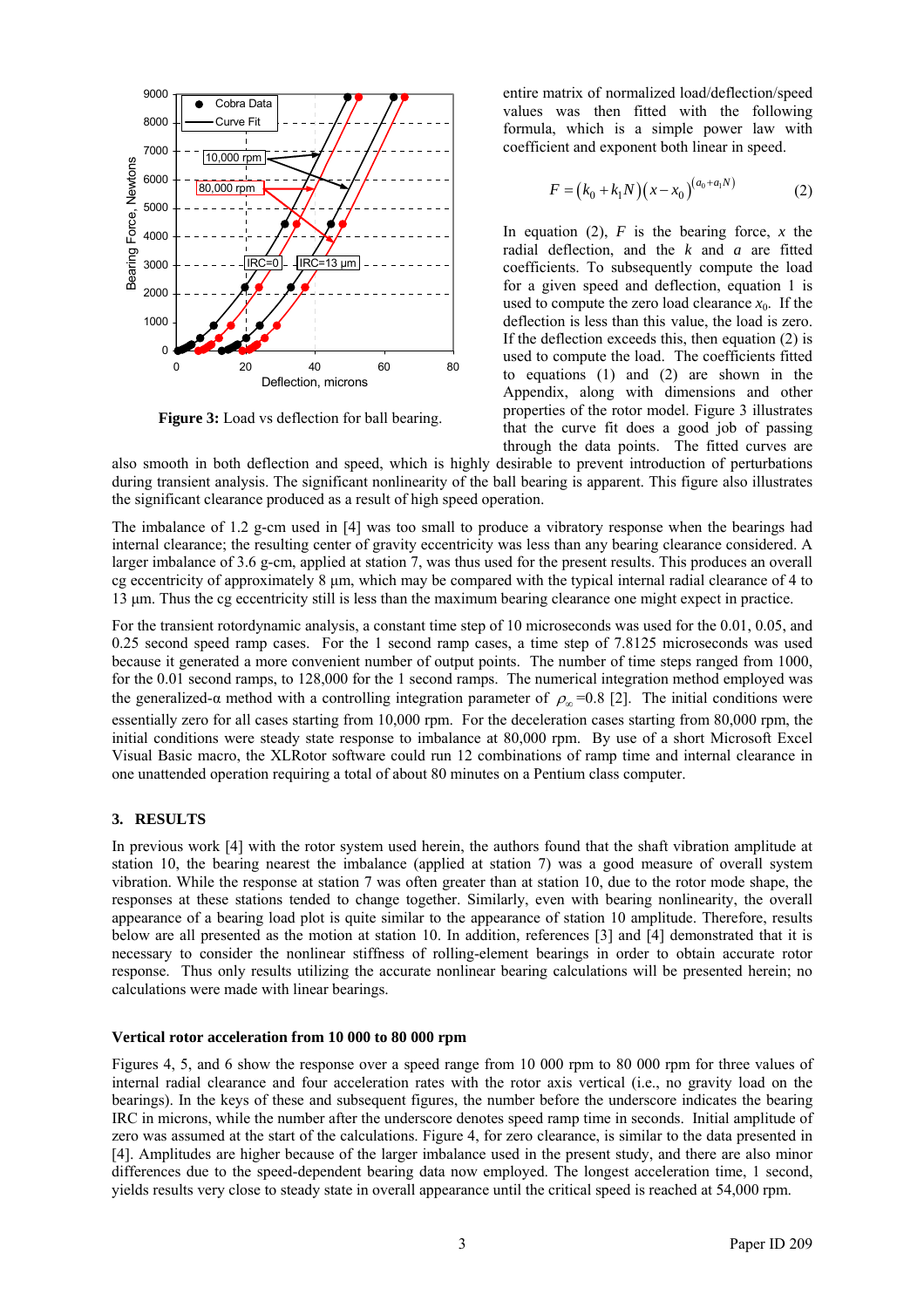Figure 3: Load vs deflection for ball bearing.

entire matrix of normalized load/deflection/speed values was then fitted with the following formula, which is a simple power law with coefficient and exponent both linear in speed.

$$F = (k_0 + k_1 N)(x - x_0)^{(a_0 + a_1 N)} \tag{2}$$

In equation (2), $F$ is the bearing force, $x$ the radial deflection, and the $k$ and $a$ are fitted coefficients. To subsequently compute the load for a given speed and deflection, equation 1 is used to compute the zero load clearance $x_0$. If the deflection is less than this value, the load is zero. If the deflection exceeds this, then equation (2) is used to compute the load. The coefficients fitted to equations (1) and (2) are shown in the Appendix, along with dimensions and other properties of the rotor model. Figure 3 illustrates that the curve fit does a good job of passing through the data points. The fitted curves are also smooth in both deflection and speed, which is highly desirable to prevent introduction of perturbations during transient analysis. The significant nonlinearity of the ball bearing is apparent. This figure also illustrates the significant clearance produced as a result of high speed operation.

The imbalance of 1.2 g-cm used in [4] was too small to produce a vibratory response when the bearings had internal clearance; the resulting center of gravity eccentricity was less than any bearing clearance considered. A larger imbalance of 3.6 g-cm, applied at station 7, was thus used for the present results. This produces an overall cg eccentricity of approximately 8 µm, which may be compared with the typical internal radial clearance of 4 to 13 µm. Thus the cg eccentricity still is less than the maximum bearing clearance one might expect in practice.

For the transient rotordynamic analysis, a constant time step of 10 microseconds was used for the 0.01, 0.05, and 0.25 second speed ramp cases. For the 1 second ramp cases, a time step of 7.8125 microseconds was used because it generated a more convenient number of output points. The number of time steps ranged from 1000, for the 0.01 second ramps, to 128,000 for the 1 second ramps. The numerical integration method employed was the generalized-α method with a controlling integration parameter of $\rho_\infty$=0.8 [2]. The initial conditions were essentially zero for all cases starting from 10,000 rpm. For the deceleration cases starting from 80,000 rpm, the initial conditions were steady state response to imbalance at 80,000 rpm. By use of a short Microsoft Excel Visual Basic macro, the XLRotor software could run 12 combinations of ramp time and internal clearance in one unattended operation requiring a total of about 80 minutes on a Pentium class computer.

## 3. RESULTS

In previous work [4] with the rotor system used herein, the authors found that the shaft vibration amplitude at station 10, the bearing nearest the imbalance (applied at station 7) was a good measure of overall system vibration. While the response at station 7 was often greater than at station 10, due to the rotor mode shape, the responses at these stations tended to change together. Similarly, even with bearing nonlinearity, the overall appearance of a bearing load plot is quite similar to the appearance of station 10 amplitude. Therefore, results below are all presented as the motion at station 10. In addition, references [3] and [4] demonstrated that it is necessary to consider the nonlinear stiffness of rolling-element bearings in order to obtain accurate rotor response. Thus only results utilizing the accurate nonlinear bearing calculations will be presented herein; no calculations were made with linear bearings.

### Vertical rotor acceleration from 10 000 to 80 000 rpm

Figures 4, 5, and 6 show the response over a speed range from 10 000 rpm to 80 000 rpm for three values of internal radial clearance and four acceleration rates with the rotor axis vertical (i.e., no gravity load on the bearings). In the keys of these and subsequent figures, the number before the underscore indicates the bearing IRC in microns, while the number after the underscore denotes speed ramp time in seconds. Initial amplitude of zero was assumed at the start of the calculations. Figure 4, for zero clearance, is similar to the data presented in [4]. Amplitudes are higher because of the larger imbalance used in the present study, and there are also minor differences due to the speed-dependent bearing data now employed. The longest acceleration time, 1 second, yields results very close to steady state in overall appearance until the critical speed is reached at 54,000 rpm.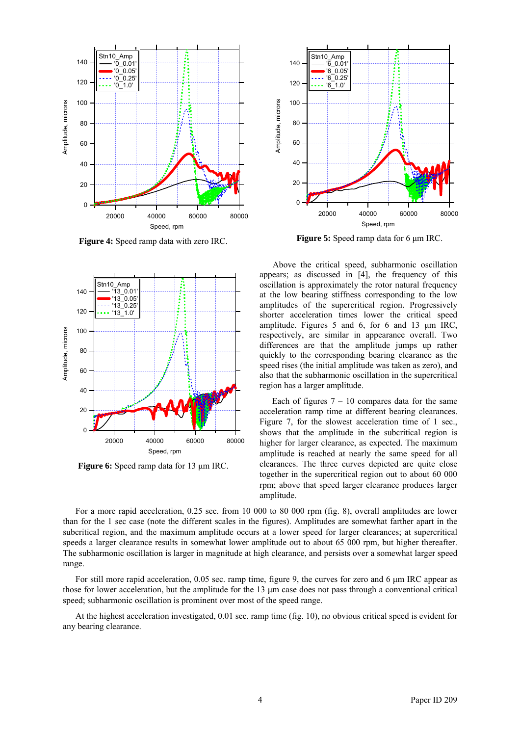Stn10_Amp
'0_0.01'
'0_0.05'
'0_0.25'
'0_1.0'

140
120
100
80
60
40
20
0

Amplitude, microns

20000
40000
60000
80000

Speed, rpm

**Figure 4:** Speed ramp data with zero IRC.

Stn10_Amp
'6_0.01'
'6_0.05'
'6_0.25'
'6_1.0'

140
120
100
80
60
40
20
0

Amplitude, microns

20000
40000
60000
80000

Speed, rpm

**Figure 5:** Speed ramp data for 6 µm IRC.

Stn10_Amp
'13_0.01'
'13_0.05'
'13_0.25'
'13_1.0'

140
120
100
80
60
40
20
0

Amplitude, microns

20000
40000
60000
80000

Speed, rpm

**Figure 6:** Speed ramp data for 13 µm IRC.

Above the critical speed, subharmonic oscillation appears; as discussed in [4], the frequency of this oscillation is approximately the rotor natural frequency at the low bearing stiffness corresponding to the low amplitudes of the supercritical region. Progressively shorter acceleration times lower the critical speed amplitude. Figures 5 and 6, for 6 and 13 µm IRC, respectively, are similar in appearance overall. Two differences are that the amplitude jumps up rather quickly to the corresponding bearing clearance as the speed rises (the initial amplitude was taken as zero), and also that the subharmonic oscillation in the supercritical region has a larger amplitude.

Each of figures 7 – 10 compares data for the same acceleration ramp time at different bearing clearances. Figure 7, for the slowest acceleration time of 1 sec., shows that the amplitude in the subcritical region is higher for larger clearance, as expected. The maximum amplitude is reached at nearly the same speed for all clearances. The three curves depicted are quite close together in the supercritical region out to about 60 000 rpm; above that speed larger clearance produces larger amplitude.

For a more rapid acceleration, 0.25 sec. from 10 000 to 80 000 rpm (fig. 8), overall amplitudes are lower than for the 1 sec case (note the different scales in the figures). Amplitudes are somewhat farther apart in the subcritical region, and the maximum amplitude occurs at a lower speed for larger clearances; at supercritical speeds a larger clearance results in somewhat lower amplitude out to about 65 000 rpm, but higher thereafter. The subharmonic oscillation is larger in magnitude at high clearance, and persists over a somewhat larger speed range.

For still more rapid acceleration, 0.05 sec. ramp time, figure 9, the curves for zero and 6 µm IRC appear as those for lower acceleration, but the amplitude for the 13 µm case does not pass through a conventional critical speed; subharmonic oscillation is prominent over most of the speed range.

At the highest acceleration investigated, 0.01 sec. ramp time (fig. 10), no obvious critical speed is evident for any bearing clearance.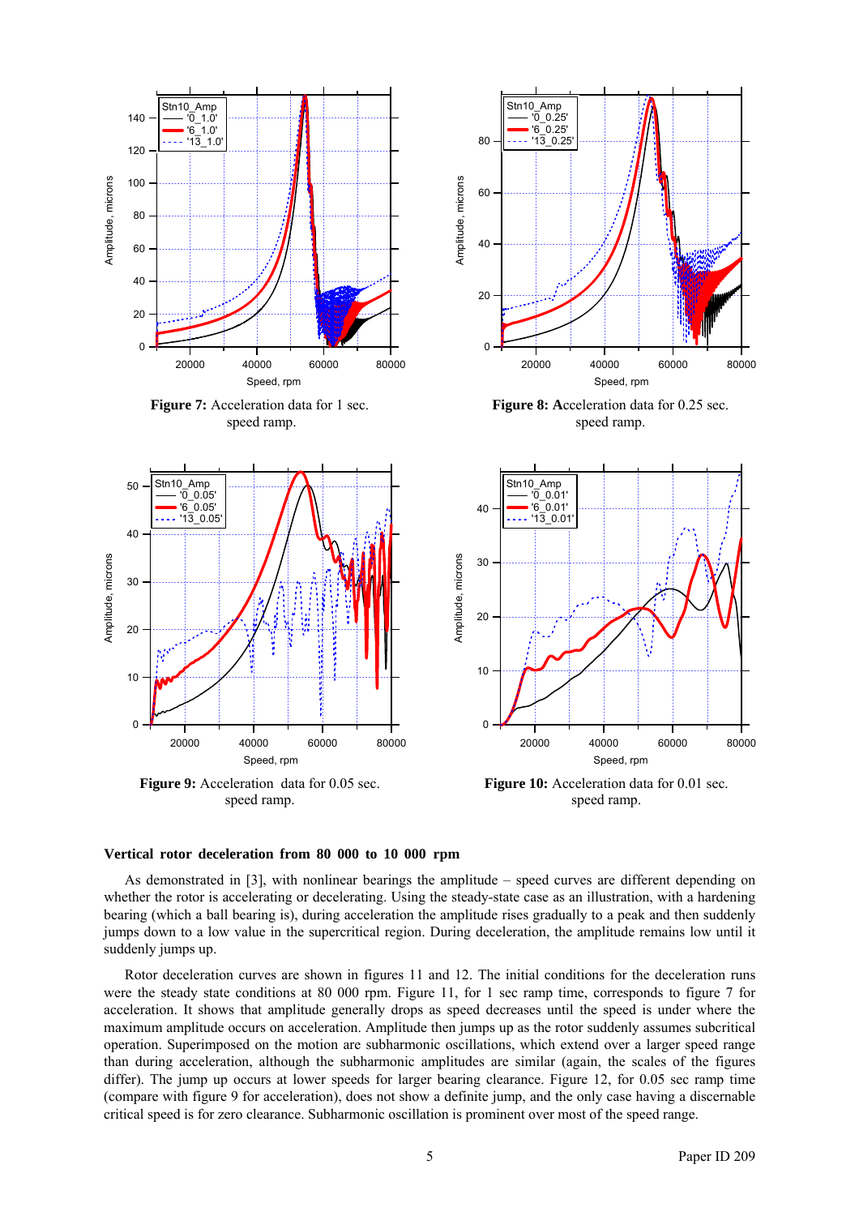Stn10_Amp
'0_1.0'
'6_1.0'
'13_1.0'
Amplitude, microns
0
20
40
60
80
100
120
140
20000
40000
60000
80000
Speed, rpm

**Figure 7:** Acceleration data for 1 sec. speed ramp.

Stn10_Amp
'0_0.25'
'6_0.25'
'13_0.25'
Amplitude, microns
0
20
40
60
80
20000
40000
60000
80000
Speed, rpm

**Figure 8:** Acceleration data for 0.25 sec. speed ramp.

Stn10_Amp
'0_0.05'
'6_0.05'
'13_0.05'
Amplitude, microns
0
10
20
30
40
50
20000
40000
60000
80000
Speed, rpm

**Figure 9:** Acceleration data for 0.05 sec. speed ramp.

Stn10_Amp
'0_0.01'
'6_0.01'
'13_0.01'
Amplitude, microns
0
10
20
30
40
20000
40000
60000
80000
Speed, rpm

**Figure 10:** Acceleration data for 0.01 sec. speed ramp.

**Vertical rotor deceleration from 80 000 to 10 000 rpm**

As demonstrated in [3], with nonlinear bearings the amplitude – speed curves are different depending on whether the rotor is accelerating or decelerating. Using the steady-state case as an illustration, with a hardening bearing (which a ball bearing is), during acceleration the amplitude rises gradually to a peak and then suddenly jumps down to a low value in the supercritical region. During deceleration, the amplitude remains low until it suddenly jumps up.

Rotor deceleration curves are shown in figures 11 and 12. The initial conditions for the deceleration runs were the steady state conditions at 80 000 rpm. Figure 11, for 1 sec ramp time, corresponds to figure 7 for acceleration. It shows that amplitude generally drops as speed decreases until the speed is under where the maximum amplitude occurs on acceleration. Amplitude then jumps up as the rotor suddenly assumes subcritical operation. Superimposed on the motion are subharmonic oscillations, which extend over a larger speed range than during acceleration, although the subharmonic amplitudes are similar (again, the scales of the figures differ). The jump up occurs at lower speeds for larger bearing clearance. Figure 12, for 0.05 sec ramp time (compare with figure 9 for acceleration), does not show a definite jump, and the only case having a discernable critical speed is for zero clearance. Subharmonic oscillation is prominent over most of the speed range.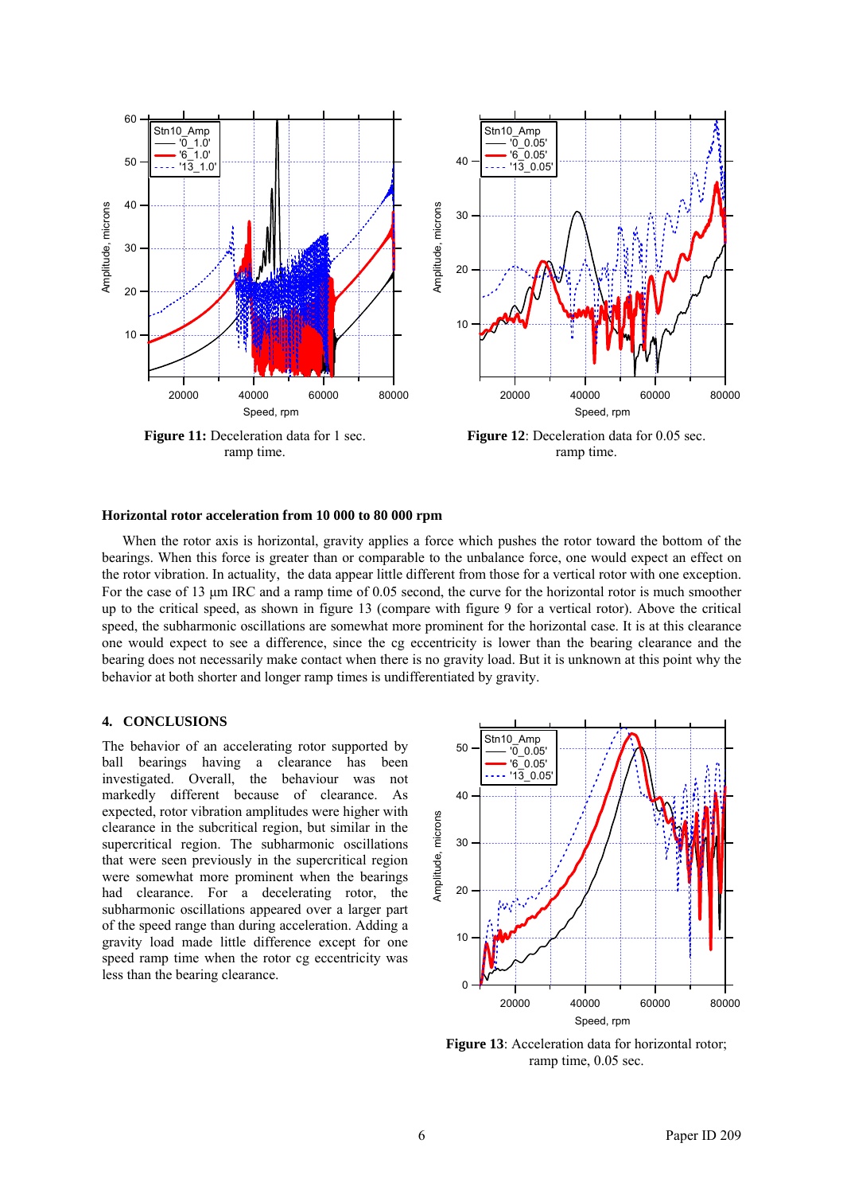Stn10_Amp
'0_1.0'
'6_1.0'
'13_1.0'
60
50
40
30
20
10
Amplitude, microns
20000
40000
60000
80000
Speed, rpm

**Figure 11:** Deceleration data for 1 sec. ramp time.

Stn10_Amp
'0_0.05'
'6_0.05'
'13_0.05'
40
30
20
10
Amplitude, microns
20000
40000
60000
80000
Speed, rpm

**Figure 12**: Deceleration data for 0.05 sec. ramp time.

**Horizontal rotor acceleration from 10 000 to 80 000 rpm**

When the rotor axis is horizontal, gravity applies a force which pushes the rotor toward the bottom of the bearings. When this force is greater than or comparable to the unbalance force, one would expect an effect on the rotor vibration. In actuality, the data appear little different from those for a vertical rotor with one exception. For the case of 13 µm IRC and a ramp time of 0.05 second, the curve for the horizontal rotor is much smoother up to the critical speed, as shown in figure 13 (compare with figure 9 for a vertical rotor). Above the critical speed, the subharmonic oscillations are somewhat more prominent for the horizontal case. It is at this clearance one would expect to see a difference, since the cg eccentricity is lower than the bearing clearance and the bearing does not necessarily make contact when there is no gravity load. But it is unknown at this point why the behavior at both shorter and longer ramp times is undifferentiated by gravity.

## 4. CONCLUSIONS

The behavior of an accelerating rotor supported by ball bearings having a clearance has been investigated. Overall, the behaviour was not markedly different because of clearance. As expected, rotor vibration amplitudes were higher with clearance in the subcritical region, but similar in the supercritical region. The subharmonic oscillations that were seen previously in the supercritical region were somewhat more prominent when the bearings had clearance. For a decelerating rotor, the subharmonic oscillations appeared over a larger part of the speed range than during acceleration. Adding a gravity load made little difference except for one speed ramp time when the rotor cg eccentricity was less than the bearing clearance.

Stn10_Amp
'0_0.05'
'6_0.05'
'13_0.05'
50
40
30
20
10
0
Amplitude, microns
20000
40000
60000
80000
Speed, rpm

**Figure 13**: Acceleration data for horizontal rotor; ramp time, 0.05 sec.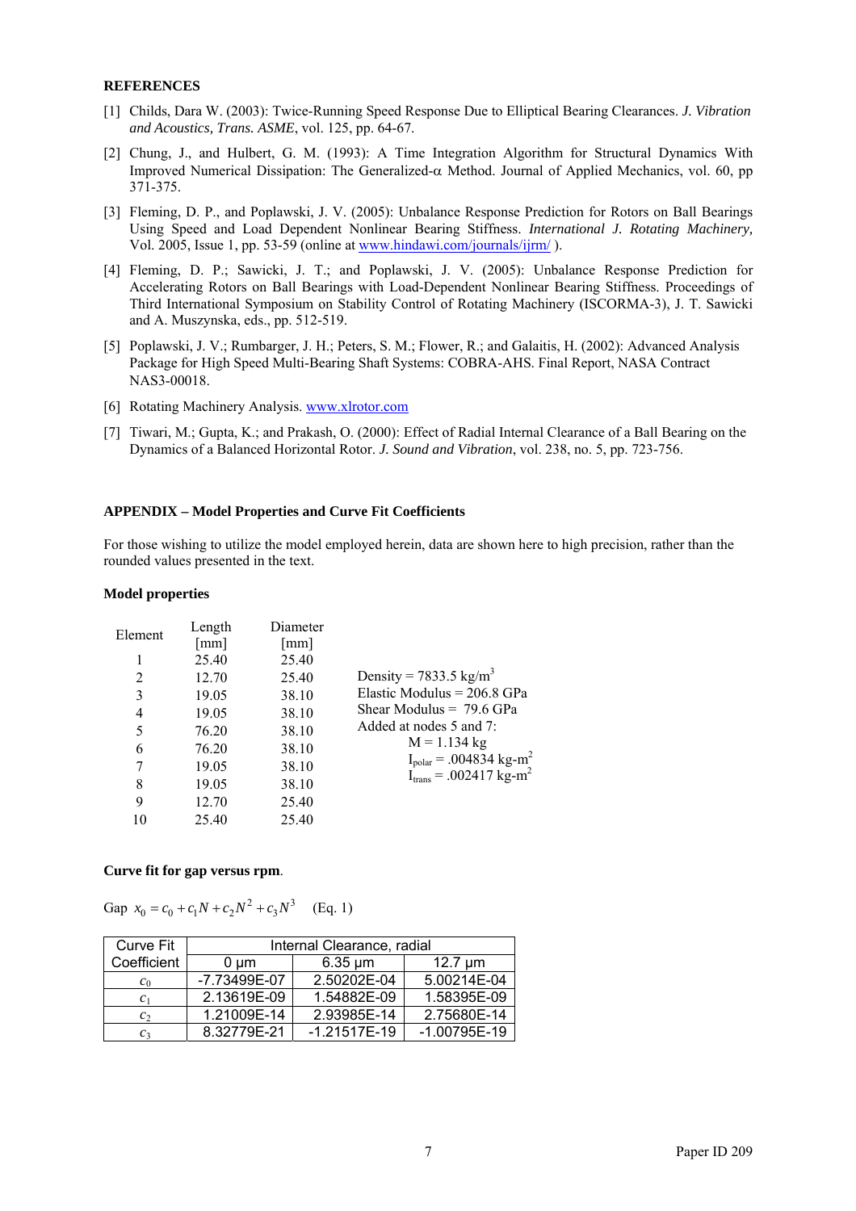## REFERENCES

[1] Childs, Dara W. (2003): Twice-Running Speed Response Due to Elliptical Bearing Clearances. *J. Vibration and Acoustics, Trans. ASME*, vol. 125, pp. 64-67.

[2] Chung, J., and Hulbert, G. M. (1993): A Time Integration Algorithm for Structural Dynamics With Improved Numerical Dissipation: The Generalized-α Method. Journal of Applied Mechanics, vol. 60, pp 371-375.

[3] Fleming, D. P., and Poplawski, J. V. (2005): Unbalance Response Prediction for Rotors on Ball Bearings Using Speed and Load Dependent Nonlinear Bearing Stiffness. *International J. Rotating Machinery,* Vol. 2005, Issue 1, pp. 53-59 (online at www.hindawi.com/journals/ijrm/ ).

[4] Fleming, D. P.; Sawicki, J. T.; and Poplawski, J. V. (2005): Unbalance Response Prediction for Accelerating Rotors on Ball Bearings with Load-Dependent Nonlinear Bearing Stiffness. Proceedings of Third International Symposium on Stability Control of Rotating Machinery (ISCORMA-3), J. T. Sawicki and A. Muszynska, eds., pp. 512-519.

[5] Poplawski, J. V.; Rumbarger, J. H.; Peters, S. M.; Flower, R.; and Galaitis, H. (2002): Advanced Analysis Package for High Speed Multi-Bearing Shaft Systems: COBRA-AHS. Final Report, NASA Contract NAS3-00018.

[6] Rotating Machinery Analysis. www.xlrotor.com

[7] Tiwari, M.; Gupta, K.; and Prakash, O. (2000): Effect of Radial Internal Clearance of a Ball Bearing on the Dynamics of a Balanced Horizontal Rotor. *J. Sound and Vibration*, vol. 238, no. 5, pp. 723-756.

## APPENDIX – Model Properties and Curve Fit Coefficients

For those wishing to utilize the model employed herein, data are shown here to high precision, rather than the rounded values presented in the text.

### Model properties

| Element | Length [mm] | Diameter [mm] |
|---|---|---|
| 1 | 25.40 | 25.40 |
| 2 | 12.70 | 25.40 |
| 3 | 19.05 | 38.10 |
| 4 | 19.05 | 38.10 |
| 5 | 76.20 | 38.10 |
| 6 | 76.20 | 38.10 |
| 7 | 19.05 | 38.10 |
| 8 | 19.05 | 38.10 |
| 9 | 12.70 | 25.40 |
| 10 | 25.40 | 25.40 |

Density = 7833.5 kg/m$^3$
Elastic Modulus = 206.8 GPa
Shear Modulus = 79.6 GPa
Added at nodes 5 and 7:
M = 1.134 kg
$I_{polar}$ = .004834 kg-m$^2$
$I_{trans}$ = .002417 kg-m$^2$

### Curve fit for gap versus rpm.

Gap $x_0 = c_0 + c_1 N + c_2 N^2 + c_3 N^3$ (Eq. 1)

| Curve Fit Coefficient | Internal Clearance, radial | | |
|---|---|---|---|
| | 0 µm | 6.35 µm | 12.7 µm |
| $c_0$ | -7.73499E-07 | 2.50202E-04 | 5.00214E-04 |
| $c_1$ | 2.13619E-09 | 1.54882E-09 | 1.58395E-09 |
| $c_2$ | 1.21009E-14 | 2.93985E-14 | 2.75680E-14 |
| $c_3$ | 8.32779E-21 | -1.21517E-19 | -1.00795E-19 |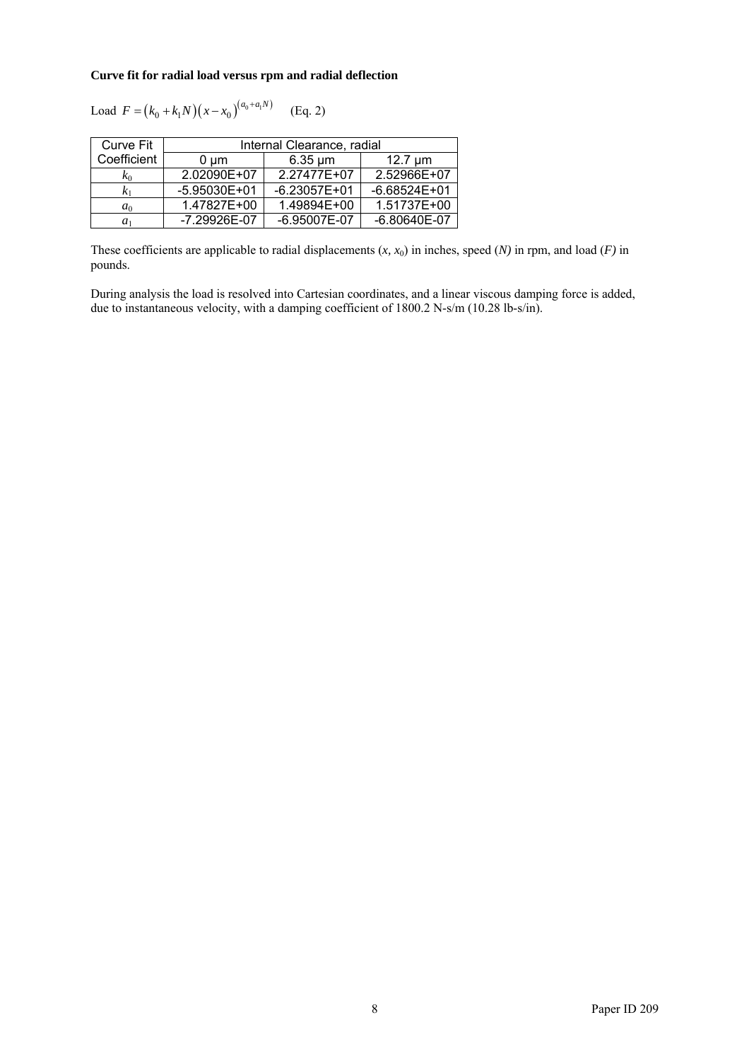**Curve fit for radial load versus rpm and radial deflection**

Load $F = (k_0 + k_1 N)(x - x_0)^{(a_0 + a_1 N)}$ (Eq. 2)

| Curve Fit Coefficient | Internal Clearance, radial | | |
|---|---|---|---|
| | 0 µm | 6.35 µm | 12.7 µm |
| $k_0$ | 2.02090E+07 | 2.27477E+07 | 2.52966E+07 |
| $k_1$ | -5.95030E+01 | -6.23057E+01 | -6.68524E+01 |
| $a_0$ | 1.47827E+00 | 1.49894E+00 | 1.51737E+00 |
| $a_1$ | -7.29926E-07 | -6.95007E-07 | -6.80640E-07 |

These coefficients are applicable to radial displacements ($x$, $x_0$) in inches, speed ($N$) in rpm, and load ($F$) in pounds.

During analysis the load is resolved into Cartesian coordinates, and a linear viscous damping force is added, due to instantaneous velocity, with a damping coefficient of 1800.2 N-s/m (10.28 lb-s/in).